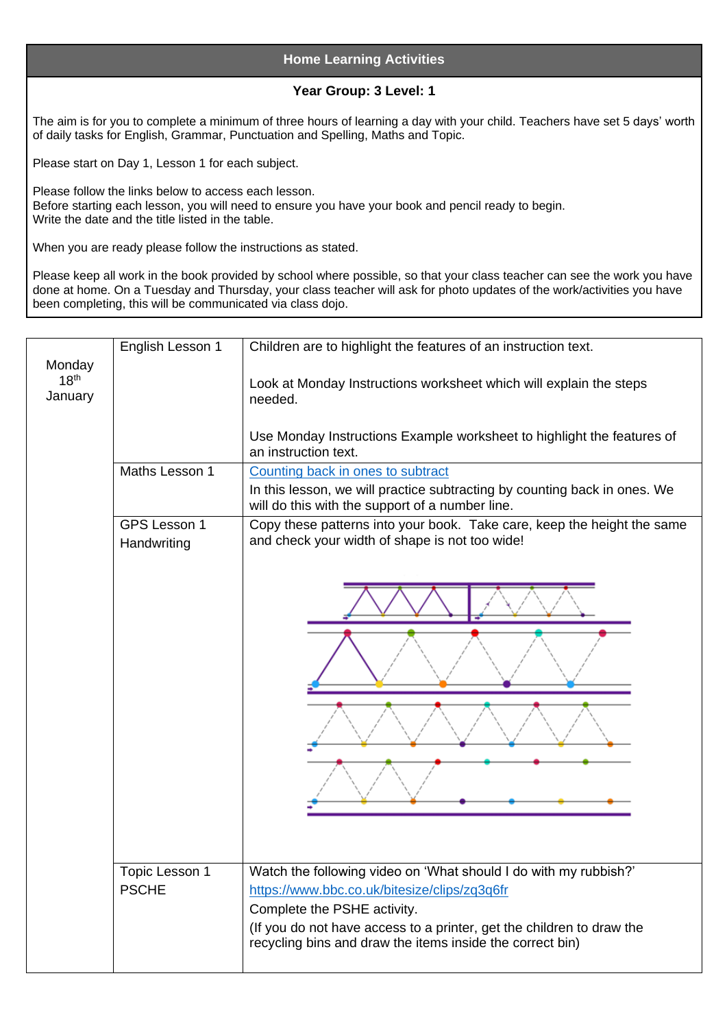## Home Learning Activities

**Year Group: 3 Level: 1**

The aim is for you to complete a minimum of three hours of learning a day with your child. Teachers have set 5 days' worth of daily tasks for English, Grammar, Punctuation and Spelling, Maths and Topic.

Please start on Day 1, Lesson 1 for each subject.

Please follow the links below to access each lesson.
Before starting each lesson, you will need to ensure you have your book and pencil ready to begin.
Write the date and the title listed in the table.

When you are ready please follow the instructions as stated.

Please keep all work in the book provided by school where possible, so that your class teacher can see the work you have done at home. On a Tuesday and Thursday, your class teacher will ask for photo updates of the work/activities you have been completing, this will be communicated via class dojo.

| | | |
|---|---|---|
| Monday 18th January | English Lesson 1 | Children are to highlight the features of an instruction text.<br><br>Look at Monday Instructions worksheet which will explain the steps needed.<br><br>Use Monday Instructions Example worksheet to highlight the features of an instruction text. |
| | Maths Lesson 1 | Counting back in ones to subtract<br>In this lesson, we will practice subtracting by counting back in ones. We will do this with the support of a number line. |
| | GPS Lesson 1<br>Handwriting | Copy these patterns into your book. Take care, keep the height the same and check your width of shape is not too wide! |
| | Topic Lesson 1<br>PSCHE | Watch the following video on 'What should I do with my rubbish?'<br>https://www.bbc.co.uk/bitesize/clips/zq3q6fr<br>Complete the PSHE activity.<br>(If you do not have access to a printer, get the children to draw the recycling bins and draw the items inside the correct bin) |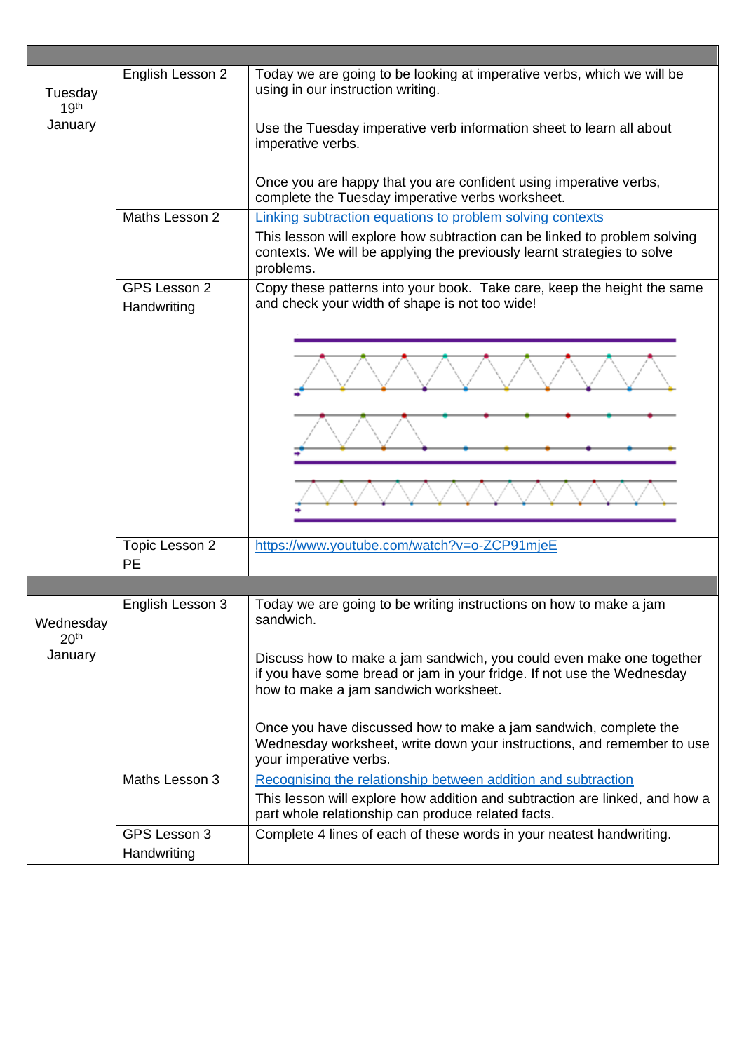| | | |
|---|---|---|
| Tuesday 19th January | English Lesson 2 | Today we are going to be looking at imperative verbs, which we will be using in our instruction writing.<br><br>Use the Tuesday imperative verb information sheet to learn all about imperative verbs.<br><br>Once you are happy that you are confident using imperative verbs, complete the Tuesday imperative verbs worksheet. |
| | Maths Lesson 2 | Linking subtraction equations to problem solving contexts<br>This lesson will explore how subtraction can be linked to problem solving contexts. We will be applying the previously learnt strategies to solve problems. |
| | GPS Lesson 2<br>Handwriting | Copy these patterns into your book. Take care, keep the height the same and check your width of shape is not too wide! |
| | Topic Lesson 2<br>PE | https://www.youtube.com/watch?v=o-ZCP91mjeE |
| | | |
| Wednesday 20th January | English Lesson 3 | Today we are going to be writing instructions on how to make a jam sandwich.<br><br>Discuss how to make a jam sandwich, you could even make one together if you have some bread or jam in your fridge. If not use the Wednesday how to make a jam sandwich worksheet.<br><br>Once you have discussed how to make a jam sandwich, complete the Wednesday worksheet, write down your instructions, and remember to use your imperative verbs. |
| | Maths Lesson 3 | Recognising the relationship between addition and subtraction<br>This lesson will explore how addition and subtraction are linked, and how a part whole relationship can produce related facts. |
| | GPS Lesson 3<br>Handwriting | Complete 4 lines of each of these words in your neatest handwriting. |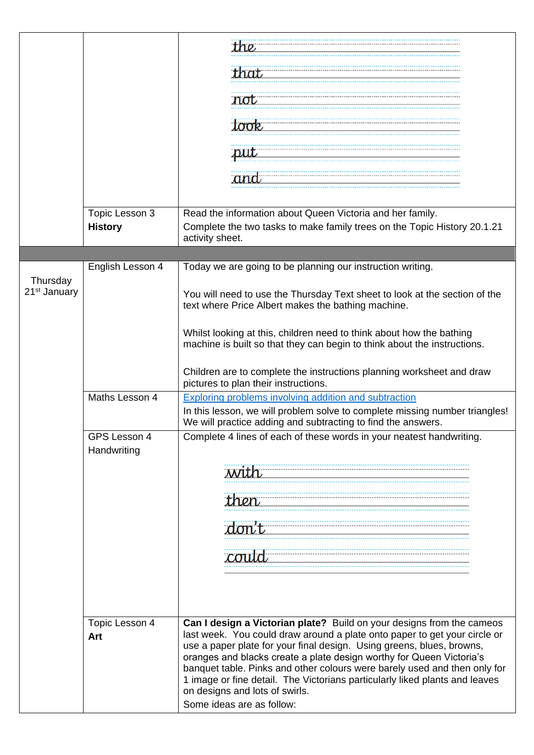| | | |
|---|---|---|
| | | the<br>that<br>not<br>look<br>put<br>and |
| | Topic Lesson 3<br>**History** | Read the information about Queen Victoria and her family.<br>Complete the two tasks to make family trees on the Topic History 20.1.21 activity sheet. |
| | | |
| Thursday 21st January | English Lesson 4 | Today we are going to be planning our instruction writing.<br><br>You will need to use the Thursday Text sheet to look at the section of the text where Price Albert makes the bathing machine.<br><br>Whilst looking at this, children need to think about how the bathing machine is built so that they can begin to think about the instructions.<br><br>Children are to complete the instructions planning worksheet and draw pictures to plan their instructions. |
| | Maths Lesson 4 | Exploring problems involving addition and subtraction<br>In this lesson, we will problem solve to complete missing number triangles! We will practice adding and subtracting to find the answers. |
| | GPS Lesson 4<br>Handwriting | Complete 4 lines of each of these words in your neatest handwriting.<br><br>with<br>then<br>don't<br>could |
| | Topic Lesson 4<br>**Art** | **Can I design a Victorian plate?** Build on your designs from the cameos last week. You could draw around a plate onto paper to get your circle or use a paper plate for your final design. Using greens, blues, browns, oranges and blacks create a plate design worthy for Queen Victoria's banquet table. Pinks and other colours were barely used and then only for 1 image or fine detail. The Victorians particularly liked plants and leaves on designs and lots of swirls.<br>Some ideas are as follow: |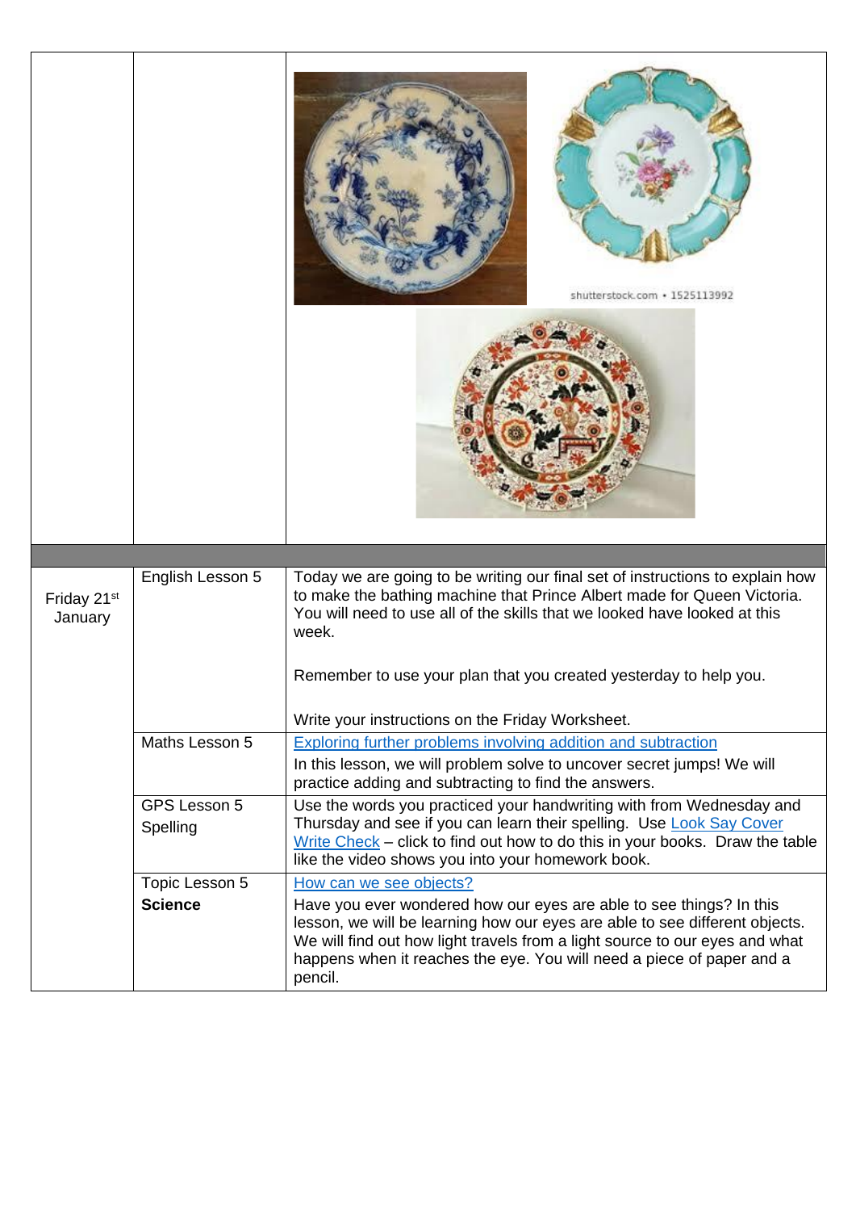| | | |
|---|---|---|
| | | shutterstock.com • 1525113992 |
| | | |
| Friday 21st January | English Lesson 5 | Today we are going to be writing our final set of instructions to explain how to make the bathing machine that Prince Albert made for Queen Victoria. You will need to use all of the skills that we looked have looked at this week.<br><br>Remember to use your plan that you created yesterday to help you.<br><br>Write your instructions on the Friday Worksheet. |
| | Maths Lesson 5 | Exploring further problems involving addition and subtraction<br>In this lesson, we will problem solve to uncover secret jumps! We will practice adding and subtracting to find the answers. |
| | GPS Lesson 5<br>Spelling | Use the words you practiced your handwriting with from Wednesday and Thursday and see if you can learn their spelling. Use Look Say Cover Write Check – click to find out how to do this in your books. Draw the table like the video shows you into your homework book. |
| | Topic Lesson 5<br>**Science** | How can we see objects?<br>Have you ever wondered how our eyes are able to see things? In this lesson, we will be learning how our eyes are able to see different objects. We will find out how light travels from a light source to our eyes and what happens when it reaches the eye. You will need a piece of paper and a pencil. |